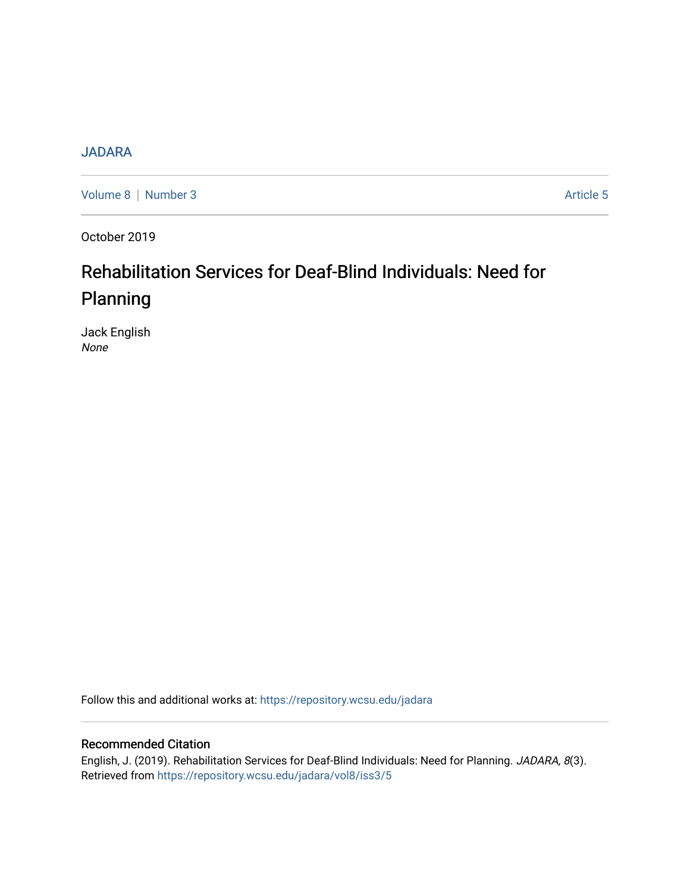JADARA

Volume 8 | Number 3 Article 5

October 2019

# Rehabilitation Services for Deaf-Blind Individuals: Need for Planning

Jack English
*None*

Follow this and additional works at: https://repository.wcsu.edu/jadara

## Recommended Citation

English, J. (2019). Rehabilitation Services for Deaf-Blind Individuals: Need for Planning. *JADARA, 8*(3). Retrieved from https://repository.wcsu.edu/jadara/vol8/iss3/5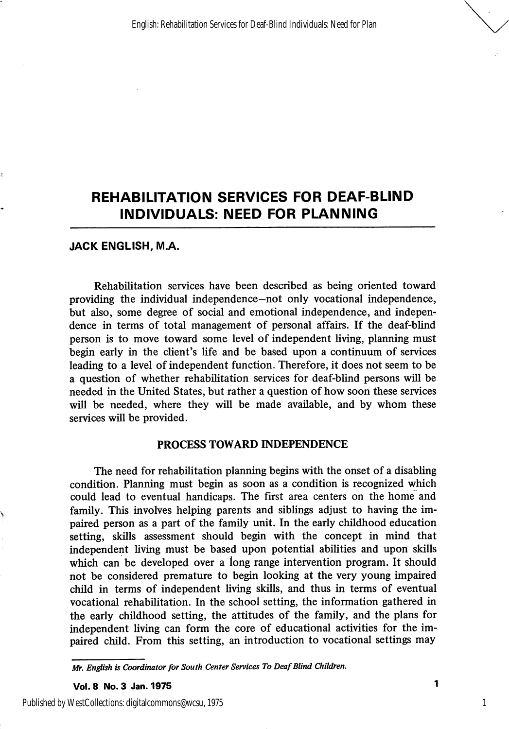# REHABILITATION SERVICES FOR DEAF-BLIND INDIVIDUALS: NEED FOR PLANNING

**JACK ENGLISH, M.A.**

Rehabilitation services have been described as being oriented toward providing the individual independence—not only vocational independence, but also, some degree of social and emotional independence, and independence in terms of total management of personal affairs. If the deaf-blind person is to move toward some level of independent living, planning must begin early in the client's life and be based upon a continuum of services leading to a level of independent function. Therefore, it does not seem to be a question of whether rehabilitation services for deaf-blind persons will be needed in the United States, but rather a question of how soon these services will be needed, where they will be made available, and by whom these services will be provided.

## PROCESS TOWARD INDEPENDENCE

The need for rehabilitation planning begins with the onset of a disabling condition. Planning must begin as soon as a condition is recognized which could lead to eventual handicaps. The first area centers on the home and family. This involves helping parents and siblings adjust to having the impaired person as a part of the family unit. In the early childhood education setting, skills assessment should begin with the concept in mind that independent living must be based upon potential abilities and upon skills which can be developed over a long range intervention program. It should not be considered premature to begin looking at the very young impaired child in terms of independent living skills, and thus in terms of eventual vocational rehabilitation. In the school setting, the information gathered in the early childhood setting, the attitudes of the family, and the plans for independent living can form the core of educational activities for the impaired child. From this setting, an introduction to vocational settings may

*Mr. English is Coordinator for South Center Services To Deaf Blind Children.*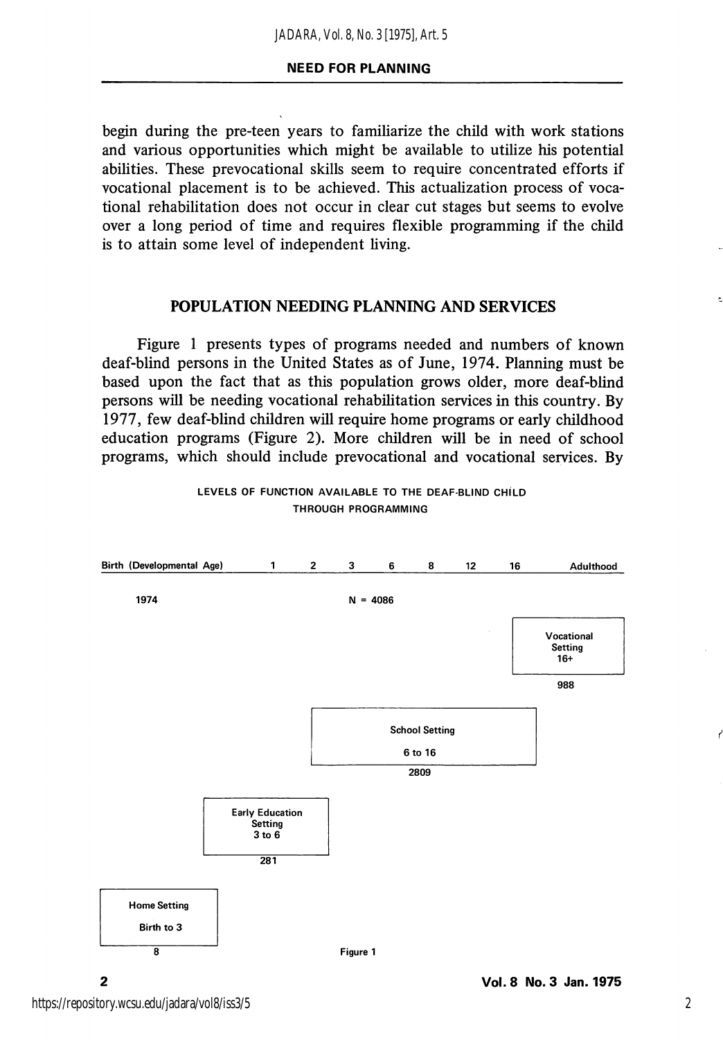begin during the pre-teen years to familiarize the child with work stations and various opportunities which might be available to utilize his potential abilities. These prevocational skills seem to require concentrated efforts if vocational placement is to be achieved. This actualization process of vocational rehabilitation does not occur in clear cut stages but seems to evolve over a long period of time and requires flexible programming if the child is to attain some level of independent living.

## POPULATION NEEDING PLANNING AND SERVICES

Figure 1 presents types of programs needed and numbers of known deaf-blind persons in the United States as of June, 1974. Planning must be based upon the fact that as this population grows older, more deaf-blind persons will be needing vocational rehabilitation services in this country. By 1977, few deaf-blind children will require home programs or early childhood education programs (Figure 2). More children will be in need of school programs, which should include prevocational and vocational services. By

LEVELS OF FUNCTION AVAILABLE TO THE DEAF-BLIND CHILD THROUGH PROGRAMMING

Birth (Developmental Age) 1 2 3 6 8 12 16 Adulthood

1974 N = 4086

| Setting | Number |
|---|---|
| Home Setting, Birth to 3 | 8 |
| Early Education Setting, 3 to 6 | 281 |
| School Setting, 6 to 16 | 2809 |
| Vocational Setting, 16+ | 988 |

Figure 1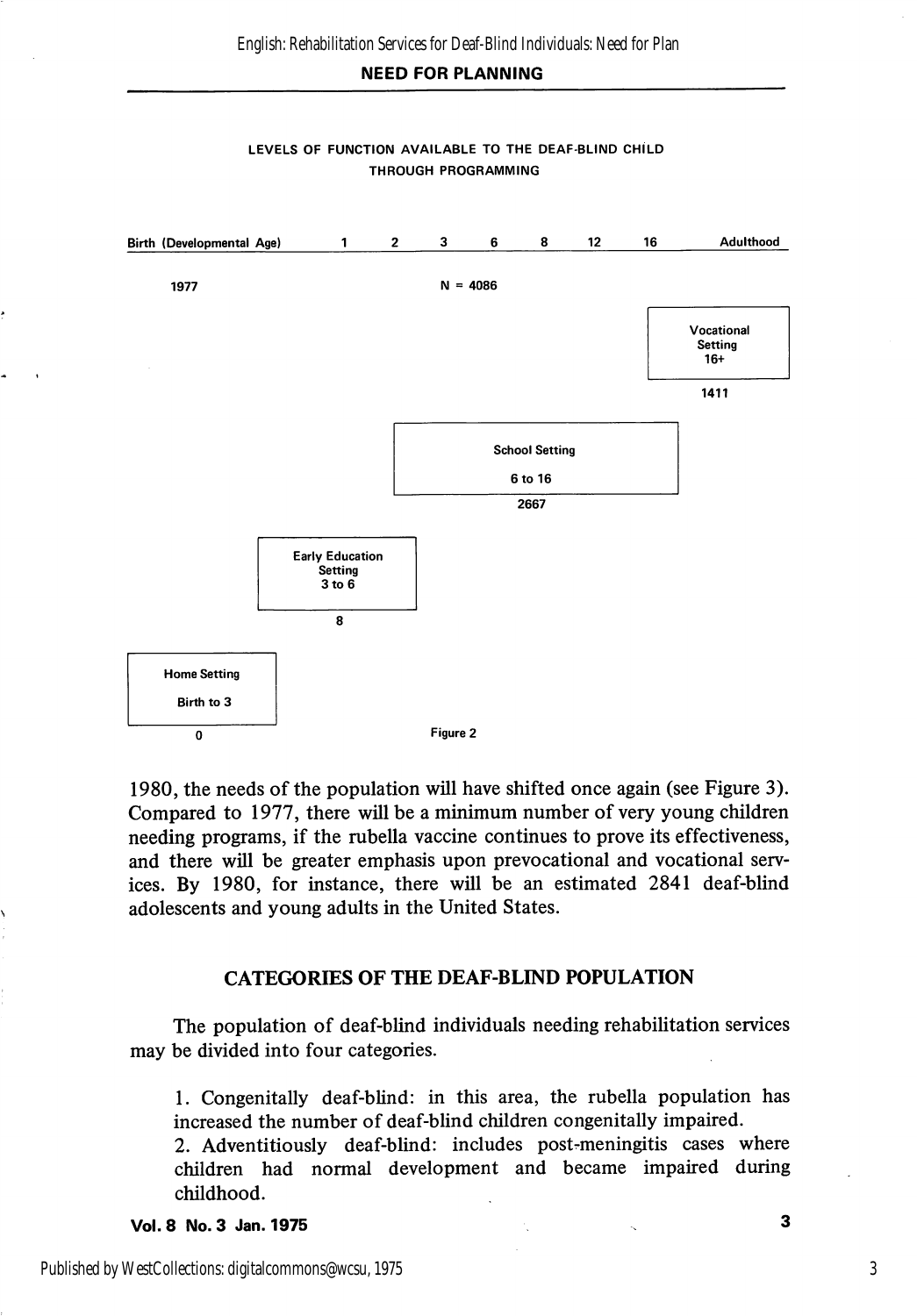**LEVELS OF FUNCTION AVAILABLE TO THE DEAF-BLIND CHILD THROUGH PROGRAMMING**

| Birth (Developmental Age) | 1 | 2 | 3 | 6 | 8 | 12 | 16 | Adulthood |
|---|---|---|---|---|---|---|---|---|

1977 — N = 4086

| Setting | Ages | Number |
|---|---|---|
| Vocational Setting | 16+ | 1411 |
| School Setting | 6 to 16 | 2667 |
| Early Education Setting | 3 to 6 | 8 |
| Home Setting | Birth to 3 | 0 |

Figure 2

1980, the needs of the population will have shifted once again (see Figure 3). Compared to 1977, there will be a minimum number of very young children needing programs, if the rubella vaccine continues to prove its effectiveness, and there will be greater emphasis upon prevocational and vocational services. By 1980, for instance, there will be an estimated 2841 deaf-blind adolescents and young adults in the United States.

## CATEGORIES OF THE DEAF-BLIND POPULATION

The population of deaf-blind individuals needing rehabilitation services may be divided into four categories.

1. Congenitally deaf-blind: in this area, the rubella population has increased the number of deaf-blind children congenitally impaired.
2. Adventitiously deaf-blind: includes post-meningitis cases where children had normal development and became impaired during childhood.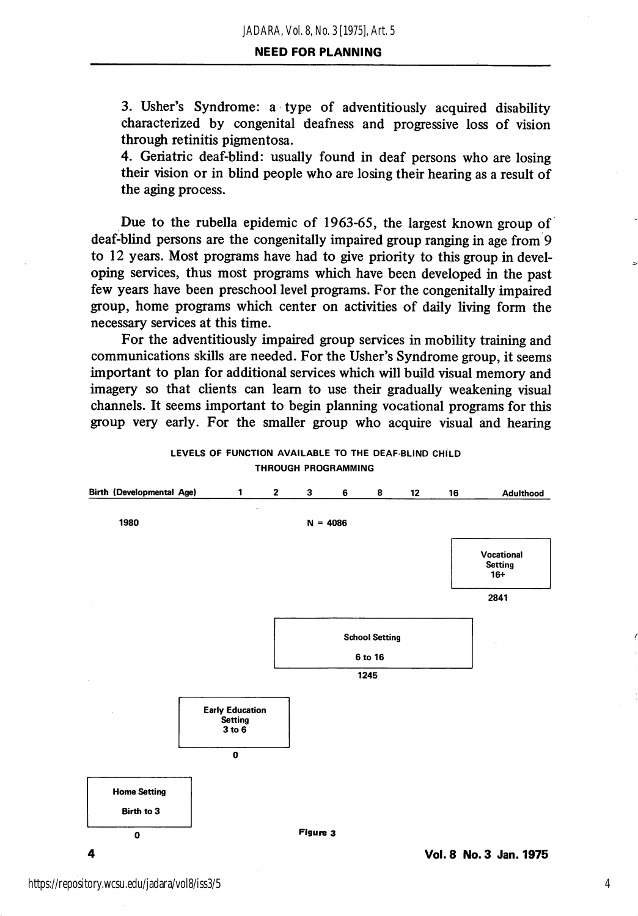3. Usher's Syndrome: a type of adventitiously acquired disability characterized by congenital deafness and progressive loss of vision through retinitis pigmentosa.

4. Geriatric deaf-blind: usually found in deaf persons who are losing their vision or in blind people who are losing their hearing as a result of the aging process.

Due to the rubella epidemic of 1963-65, the largest known group of deaf-blind persons are the congenitally impaired group ranging in age from 9 to 12 years. Most programs have had to give priority to this group in developing services, thus most programs which have been developed in the past few years have been preschool level programs. For the congenitally impaired group, home programs which center on activities of daily living form the necessary services at this time.

For the adventitiously impaired group services in mobility training and communications skills are needed. For the Usher's Syndrome group, it seems important to plan for additional services which will build visual memory and imagery so that clients can learn to use their gradually weakening visual channels. It seems important to begin planning vocational programs for this group very early. For the smaller group who acquire visual and hearing

**LEVELS OF FUNCTION AVAILABLE TO THE DEAF-BLIND CHILD THROUGH PROGRAMMING**

Birth (Developmental Age) — 1 — 2 — 3 — 6 — 8 — 12 — 16 — Adulthood

1980 N = 4086

| Setting | Ages | N |
|---|---|---|
| Home Setting | Birth to 3 | 0 |
| Early Education Setting | 3 to 6 | 0 |
| School Setting | 6 to 16 | 1245 |
| Vocational Setting | 16+ | 2841 |

Figure 3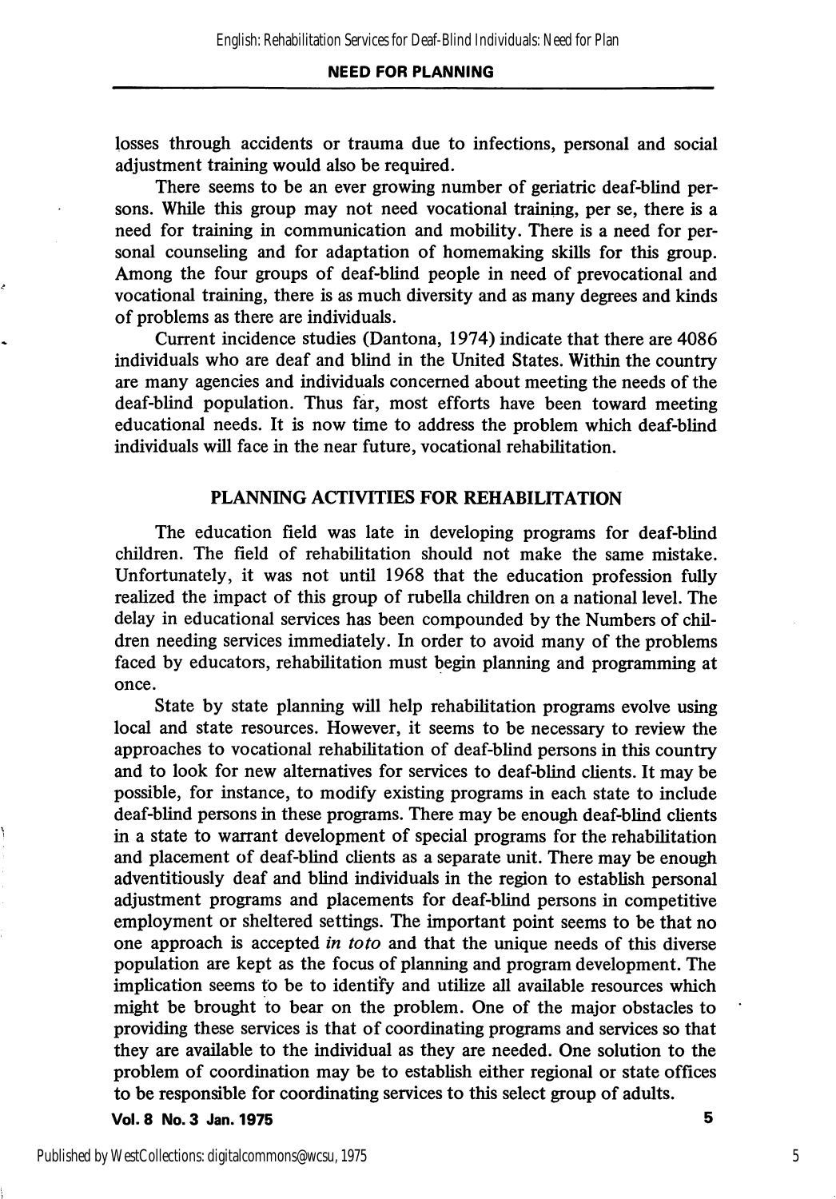losses through accidents or trauma due to infections, personal and social adjustment training would also be required.

There seems to be an ever growing number of geriatric deaf-blind persons. While this group may not need vocational training, per se, there is a need for training in communication and mobility. There is a need for personal counseling and for adaptation of homemaking skills for this group. Among the four groups of deaf-blind people in need of prevocational and vocational training, there is as much diversity and as many degrees and kinds of problems as there are individuals.

Current incidence studies (Dantona, 1974) indicate that there are 4086 individuals who are deaf and blind in the United States. Within the country are many agencies and individuals concerned about meeting the needs of the deaf-blind population. Thus far, most efforts have been toward meeting educational needs. It is now time to address the problem which deaf-blind individuals will face in the near future, vocational rehabilitation.

## PLANNING ACTIVITIES FOR REHABILITATION

The education field was late in developing programs for deaf-blind children. The field of rehabilitation should not make the same mistake. Unfortunately, it was not until 1968 that the education profession fully realized the impact of this group of rubella children on a national level. The delay in educational services has been compounded by the Numbers of children needing services immediately. In order to avoid many of the problems faced by educators, rehabilitation must begin planning and programming at once.

State by state planning will help rehabilitation programs evolve using local and state resources. However, it seems to be necessary to review the approaches to vocational rehabilitation of deaf-blind persons in this country and to look for new alternatives for services to deaf-blind clients. It may be possible, for instance, to modify existing programs in each state to include deaf-blind persons in these programs. There may be enough deaf-blind clients in a state to warrant development of special programs for the rehabilitation and placement of deaf-blind clients as a separate unit. There may be enough adventitiously deaf and blind individuals in the region to establish personal adjustment programs and placements for deaf-blind persons in competitive employment or sheltered settings. The important point seems to be that no one approach is accepted *in toto* and that the unique needs of this diverse population are kept as the focus of planning and program development. The implication seems to be to identify and utilize all available resources which might be brought to bear on the problem. One of the major obstacles to providing these services is that of coordinating programs and services so that they are available to the individual as they are needed. One solution to the problem of coordination may be to establish either regional or state offices to be responsible for coordinating services to this select group of adults.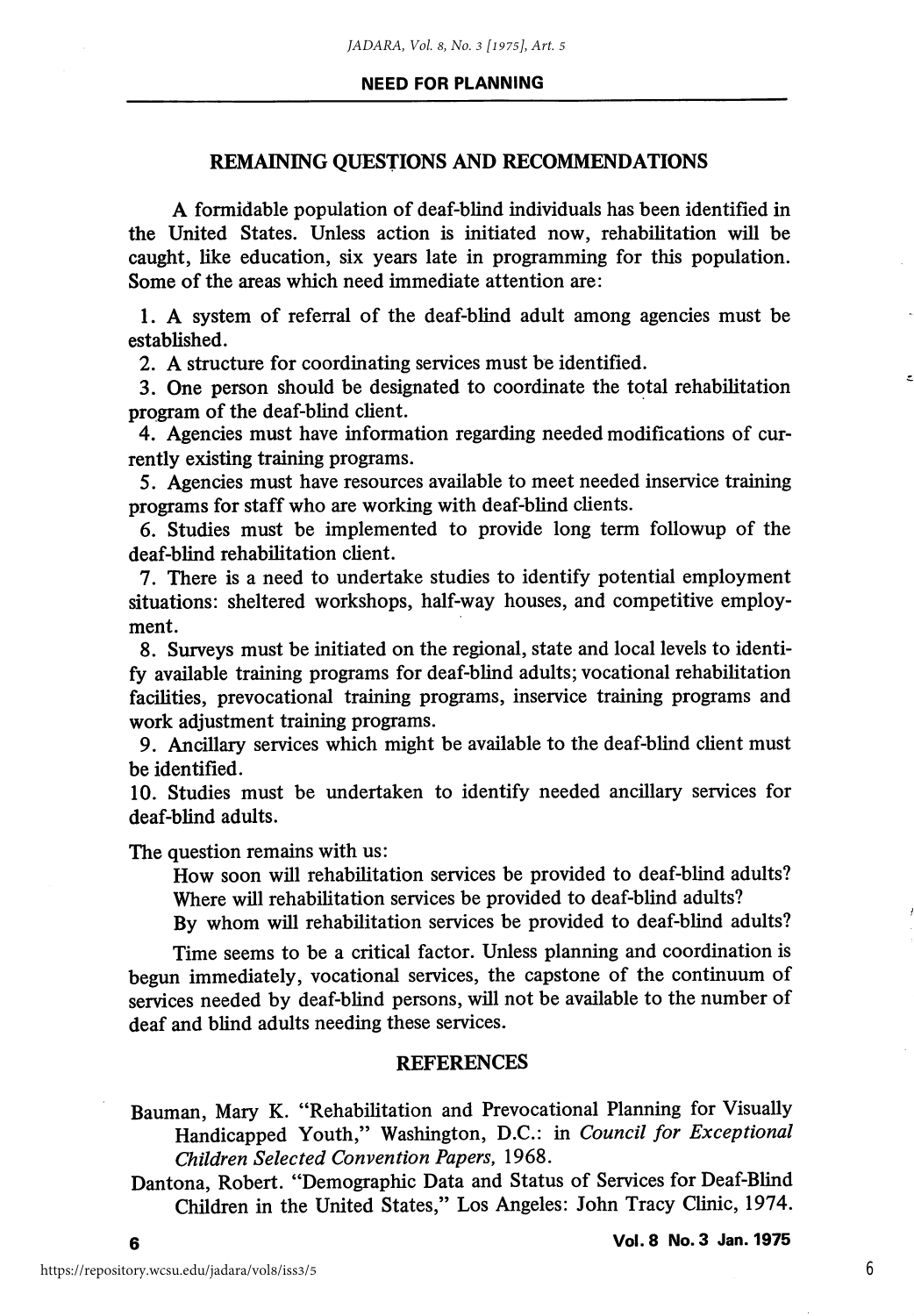## REMAINING QUESTIONS AND RECOMMENDATIONS

A formidable population of deaf-blind individuals has been identified in the United States. Unless action is initiated now, rehabilitation will be caught, like education, six years late in programming for this population. Some of the areas which need immediate attention are:

1. A system of referral of the deaf-blind adult among agencies must be established.
2. A structure for coordinating services must be identified.
3. One person should be designated to coordinate the total rehabilitation program of the deaf-blind client.
4. Agencies must have information regarding needed modifications of currently existing training programs.
5. Agencies must have resources available to meet needed inservice training programs for staff who are working with deaf-blind clients.
6. Studies must be implemented to provide long term followup of the deaf-blind rehabilitation client.
7. There is a need to undertake studies to identify potential employment situations: sheltered workshops, half-way houses, and competitive employment.
8. Surveys must be initiated on the regional, state and local levels to identify available training programs for deaf-blind adults; vocational rehabilitation facilities, prevocational training programs, inservice training programs and work adjustment training programs.
9. Ancillary services which might be available to the deaf-blind client must be identified.
10. Studies must be undertaken to identify needed ancillary services for deaf-blind adults.

The question remains with us:

How soon will rehabilitation services be provided to deaf-blind adults?
Where will rehabilitation services be provided to deaf-blind adults?
By whom will rehabilitation services be provided to deaf-blind adults?

Time seems to be a critical factor. Unless planning and coordination is begun immediately, vocational services, the capstone of the continuum of services needed by deaf-blind persons, will not be available to the number of deaf and blind adults needing these services.

## REFERENCES

Bauman, Mary K. "Rehabilitation and Prevocational Planning for Visually Handicapped Youth," Washington, D.C.: in *Council for Exceptional Children Selected Convention Papers,* 1968.

Dantona, Robert. "Demographic Data and Status of Services for Deaf-Blind Children in the United States," Los Angeles: John Tracy Clinic, 1974.